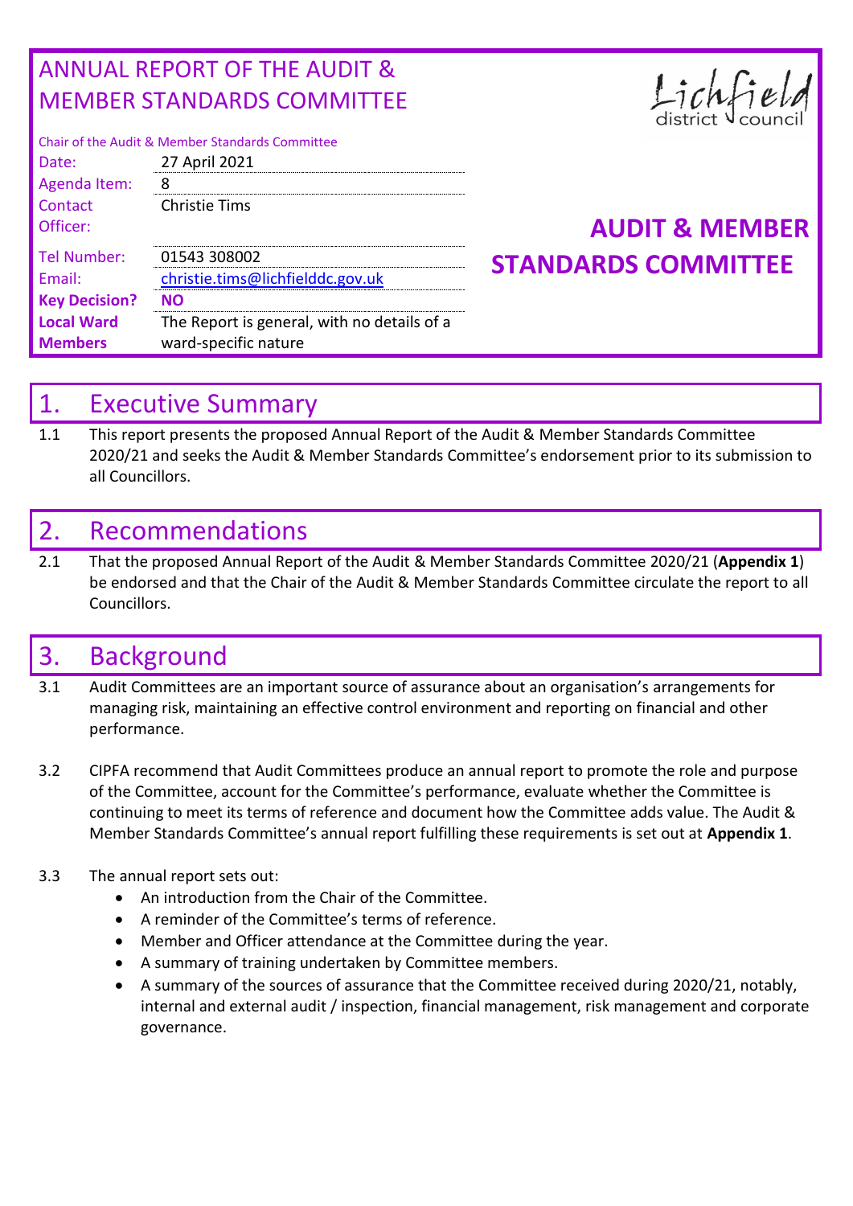# ANNUAL REPORT OF THE AUDIT & MEMBER STANDARDS COMMITTEE

Chair of the Audit & Member Standards Committee

| | |
|---|---|
| Date: | 27 April 2021 |
| Agenda Item: | 8 |
| Contact Officer: | Christie Tims |
| Tel Number: | 01543 308002 |
| Email: | christie.tims@lichfielddc.gov.uk |
| **Key Decision?** | **NO** |
| **Local Ward Members** | The Report is general, with no details of a ward-specific nature |

Lichfield district council

**AUDIT & MEMBER STANDARDS COMMITTEE**

## 1. Executive Summary

1.1 This report presents the proposed Annual Report of the Audit & Member Standards Committee 2020/21 and seeks the Audit & Member Standards Committee's endorsement prior to its submission to all Councillors.

## 2. Recommendations

2.1 That the proposed Annual Report of the Audit & Member Standards Committee 2020/21 (**Appendix 1**) be endorsed and that the Chair of the Audit & Member Standards Committee circulate the report to all Councillors.

## 3. Background

3.1 Audit Committees are an important source of assurance about an organisation's arrangements for managing risk, maintaining an effective control environment and reporting on financial and other performance.

3.2 CIPFA recommend that Audit Committees produce an annual report to promote the role and purpose of the Committee, account for the Committee's performance, evaluate whether the Committee is continuing to meet its terms of reference and document how the Committee adds value. The Audit & Member Standards Committee's annual report fulfilling these requirements is set out at **Appendix 1**.

3.3 The annual report sets out:

- An introduction from the Chair of the Committee.
- A reminder of the Committee's terms of reference.
- Member and Officer attendance at the Committee during the year.
- A summary of training undertaken by Committee members.
- A summary of the sources of assurance that the Committee received during 2020/21, notably, internal and external audit / inspection, financial management, risk management and corporate governance.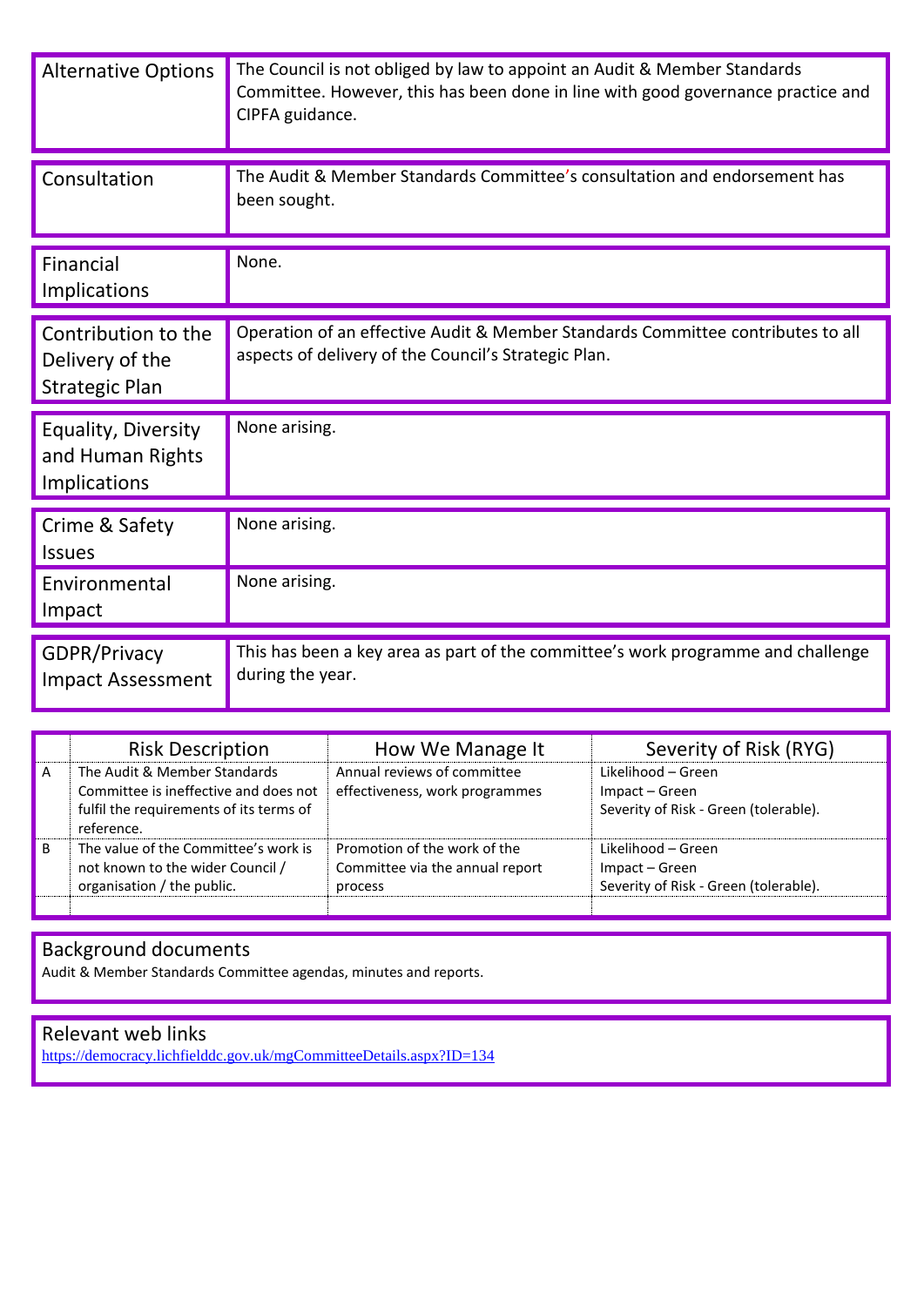| Alternative Options | The Council is not obliged by law to appoint an Audit & Member Standards Committee. However, this has been done in line with good governance practice and CIPFA guidance. |
|---|---|

| Consultation | The Audit & Member Standards Committee's consultation and endorsement has been sought. |
|---|---|

| Financial Implications | None. |
|---|---|

| Contribution to the Delivery of the Strategic Plan | Operation of an effective Audit & Member Standards Committee contributes to all aspects of delivery of the Council's Strategic Plan. |
|---|---|

| Equality, Diversity and Human Rights Implications | None arising. |
|---|---|

| Crime & Safety Issues | None arising. |
|---|---|
| Environmental Impact | None arising. |

| GDPR/Privacy Impact Assessment | This has been a key area as part of the committee's work programme and challenge during the year. |
|---|---|

| | Risk Description | How We Manage It | Severity of Risk (RYG) |
|---|---|---|---|
| A | The Audit & Member Standards Committee is ineffective and does not fulfil the requirements of its terms of reference. | Annual reviews of committee effectiveness, work programmes | Likelihood – Green<br>Impact – Green<br>Severity of Risk - Green (tolerable). |
| B | The value of the Committee's work is not known to the wider Council / organisation / the public. | Promotion of the work of the Committee via the annual report process | Likelihood – Green<br>Impact – Green<br>Severity of Risk - Green (tolerable). |
| | | | |

## Background documents

Audit & Member Standards Committee agendas, minutes and reports.

## Relevant web links

https://democracy.lichfielddc.gov.uk/mgCommitteeDetails.aspx?ID=134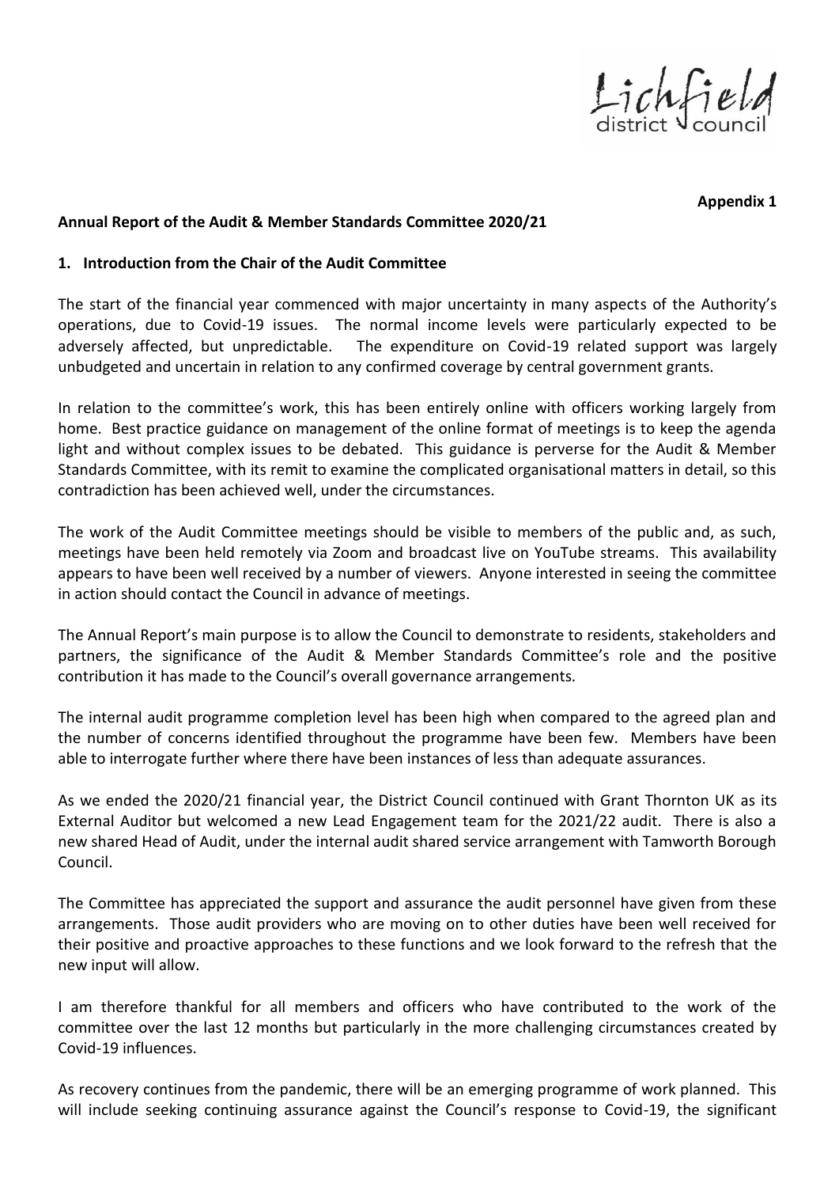**Appendix 1**

**Annual Report of the Audit & Member Standards Committee 2020/21**

## 1. Introduction from the Chair of the Audit Committee

The start of the financial year commenced with major uncertainty in many aspects of the Authority's operations, due to Covid-19 issues. The normal income levels were particularly expected to be adversely affected, but unpredictable. The expenditure on Covid-19 related support was largely unbudgeted and uncertain in relation to any confirmed coverage by central government grants.

In relation to the committee's work, this has been entirely online with officers working largely from home. Best practice guidance on management of the online format of meetings is to keep the agenda light and without complex issues to be debated. This guidance is perverse for the Audit & Member Standards Committee, with its remit to examine the complicated organisational matters in detail, so this contradiction has been achieved well, under the circumstances.

The work of the Audit Committee meetings should be visible to members of the public and, as such, meetings have been held remotely via Zoom and broadcast live on YouTube streams. This availability appears to have been well received by a number of viewers. Anyone interested in seeing the committee in action should contact the Council in advance of meetings.

The Annual Report's main purpose is to allow the Council to demonstrate to residents, stakeholders and partners, the significance of the Audit & Member Standards Committee's role and the positive contribution it has made to the Council's overall governance arrangements.

The internal audit programme completion level has been high when compared to the agreed plan and the number of concerns identified throughout the programme have been few. Members have been able to interrogate further where there have been instances of less than adequate assurances.

As we ended the 2020/21 financial year, the District Council continued with Grant Thornton UK as its External Auditor but welcomed a new Lead Engagement team for the 2021/22 audit. There is also a new shared Head of Audit, under the internal audit shared service arrangement with Tamworth Borough Council.

The Committee has appreciated the support and assurance the audit personnel have given from these arrangements. Those audit providers who are moving on to other duties have been well received for their positive and proactive approaches to these functions and we look forward to the refresh that the new input will allow.

I am therefore thankful for all members and officers who have contributed to the work of the committee over the last 12 months but particularly in the more challenging circumstances created by Covid-19 influences.

As recovery continues from the pandemic, there will be an emerging programme of work planned. This will include seeking continuing assurance against the Council's response to Covid-19, the significant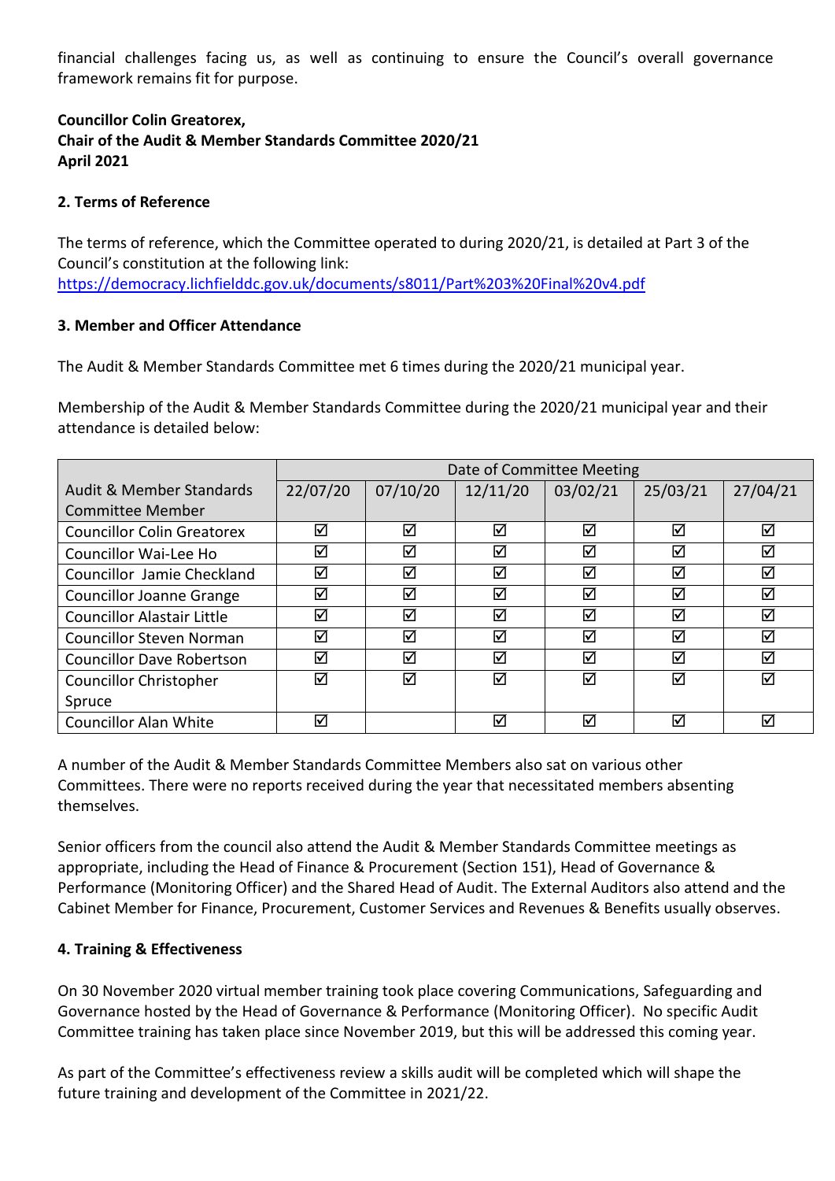financial challenges facing us, as well as continuing to ensure the Council's overall governance framework remains fit for purpose.

**Councillor Colin Greatorex,**
**Chair of the Audit & Member Standards Committee 2020/21**
**April 2021**

## 2. Terms of Reference

The terms of reference, which the Committee operated to during 2020/21, is detailed at Part 3 of the Council's constitution at the following link:
https://democracy.lichfielddc.gov.uk/documents/s8011/Part%203%20Final%20v4.pdf

## 3. Member and Officer Attendance

The Audit & Member Standards Committee met 6 times during the 2020/21 municipal year.

Membership of the Audit & Member Standards Committee during the 2020/21 municipal year and their attendance is detailed below:

| Audit & Member Standards Committee Member | Date of Committee Meeting | | | | | |
|---|---|---|---|---|---|---|
| | 22/07/20 | 07/10/20 | 12/11/20 | 03/02/21 | 25/03/21 | 27/04/21 |
| Councillor Colin Greatorex | ☑ | ☑ | ☑ | ☑ | ☑ | ☑ |
| Councillor Wai-Lee Ho | ☑ | ☑ | ☑ | ☑ | ☑ | ☑ |
| Councillor Jamie Checkland | ☑ | ☑ | ☑ | ☑ | ☑ | ☑ |
| Councillor Joanne Grange | ☑ | ☑ | ☑ | ☑ | ☑ | ☑ |
| Councillor Alastair Little | ☑ | ☑ | ☑ | ☑ | ☑ | ☑ |
| Councillor Steven Norman | ☑ | ☑ | ☑ | ☑ | ☑ | ☑ |
| Councillor Dave Robertson | ☑ | ☑ | ☑ | ☑ | ☑ | ☑ |
| Councillor Christopher Spruce | ☑ | ☑ | ☑ | ☑ | ☑ | ☑ |
| Councillor Alan White | ☑ | | ☑ | ☑ | ☑ | ☑ |

A number of the Audit & Member Standards Committee Members also sat on various other Committees. There were no reports received during the year that necessitated members absenting themselves.

Senior officers from the council also attend the Audit & Member Standards Committee meetings as appropriate, including the Head of Finance & Procurement (Section 151), Head of Governance & Performance (Monitoring Officer) and the Shared Head of Audit. The External Auditors also attend and the Cabinet Member for Finance, Procurement, Customer Services and Revenues & Benefits usually observes.

## 4. Training & Effectiveness

On 30 November 2020 virtual member training took place covering Communications, Safeguarding and Governance hosted by the Head of Governance & Performance (Monitoring Officer). No specific Audit Committee training has taken place since November 2019, but this will be addressed this coming year.

As part of the Committee's effectiveness review a skills audit will be completed which will shape the future training and development of the Committee in 2021/22.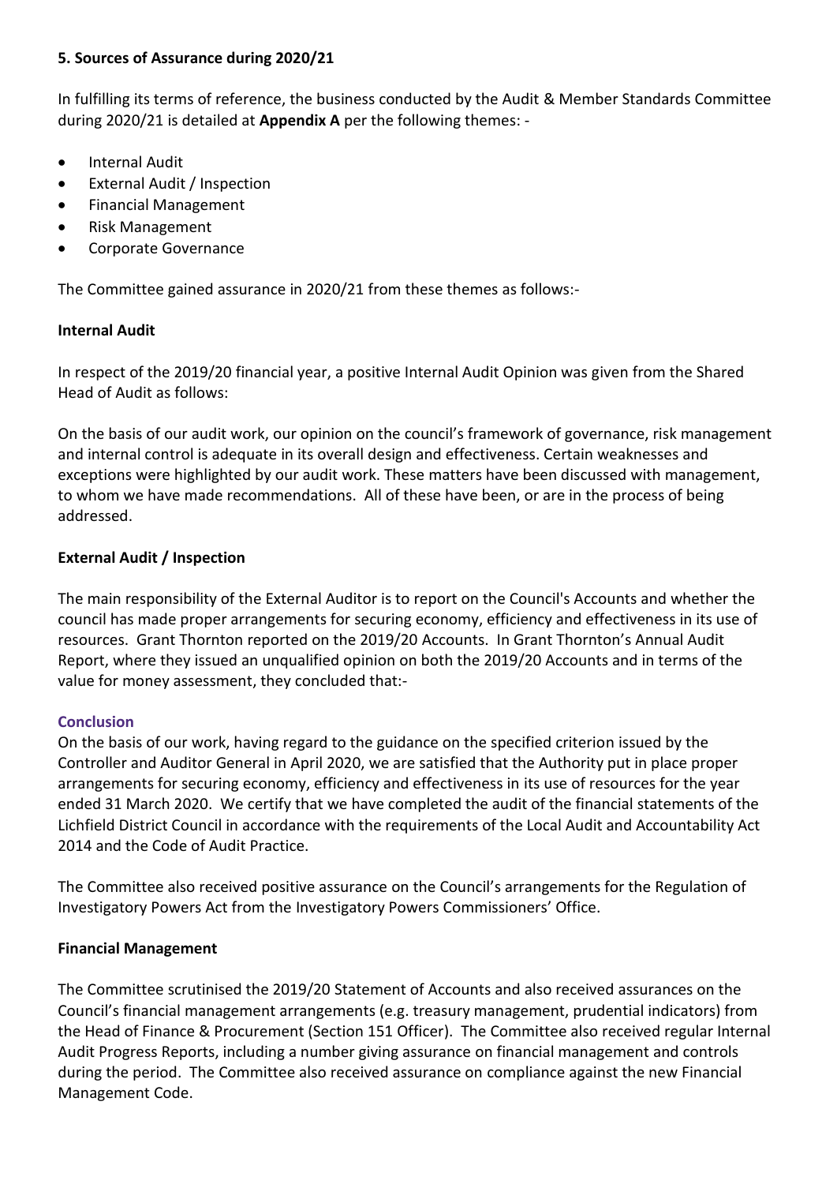## 5. Sources of Assurance during 2020/21

In fulfilling its terms of reference, the business conducted by the Audit & Member Standards Committee during 2020/21 is detailed at **Appendix A** per the following themes: -

- Internal Audit
- External Audit / Inspection
- Financial Management
- Risk Management
- Corporate Governance

The Committee gained assurance in 2020/21 from these themes as follows:-

### Internal Audit

In respect of the 2019/20 financial year, a positive Internal Audit Opinion was given from the Shared Head of Audit as follows:

On the basis of our audit work, our opinion on the council's framework of governance, risk management and internal control is adequate in its overall design and effectiveness. Certain weaknesses and exceptions were highlighted by our audit work. These matters have been discussed with management, to whom we have made recommendations. All of these have been, or are in the process of being addressed.

### External Audit / Inspection

The main responsibility of the External Auditor is to report on the Council's Accounts and whether the council has made proper arrangements for securing economy, efficiency and effectiveness in its use of resources. Grant Thornton reported on the 2019/20 Accounts. In Grant Thornton's Annual Audit Report, where they issued an unqualified opinion on both the 2019/20 Accounts and in terms of the value for money assessment, they concluded that:-

#### Conclusion

On the basis of our work, having regard to the guidance on the specified criterion issued by the Controller and Auditor General in April 2020, we are satisfied that the Authority put in place proper arrangements for securing economy, efficiency and effectiveness in its use of resources for the year ended 31 March 2020. We certify that we have completed the audit of the financial statements of the Lichfield District Council in accordance with the requirements of the Local Audit and Accountability Act 2014 and the Code of Audit Practice.

The Committee also received positive assurance on the Council's arrangements for the Regulation of Investigatory Powers Act from the Investigatory Powers Commissioners' Office.

### Financial Management

The Committee scrutinised the 2019/20 Statement of Accounts and also received assurances on the Council's financial management arrangements (e.g. treasury management, prudential indicators) from the Head of Finance & Procurement (Section 151 Officer). The Committee also received regular Internal Audit Progress Reports, including a number giving assurance on financial management and controls during the period. The Committee also received assurance on compliance against the new Financial Management Code.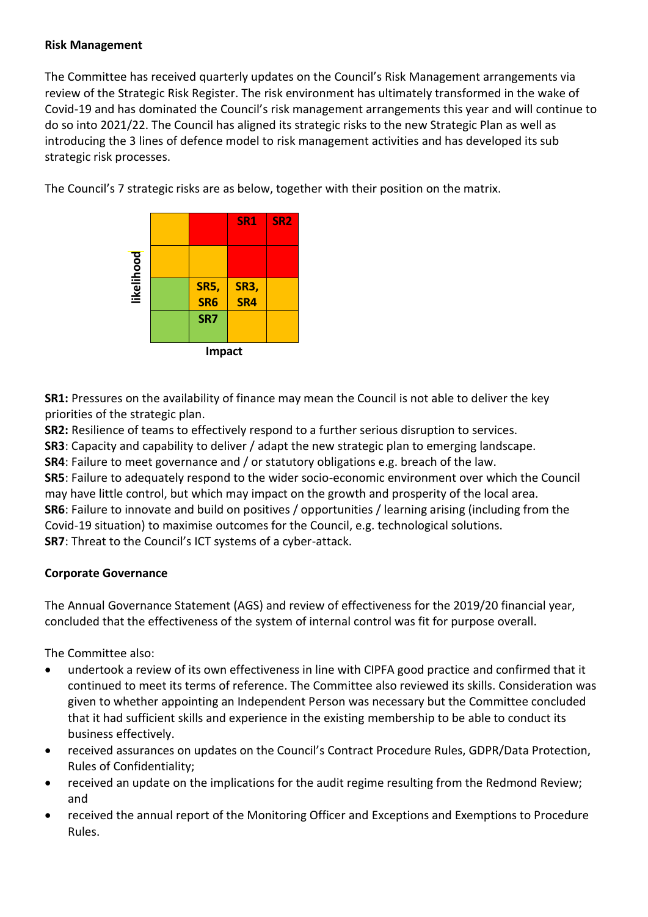**Risk Management**

The Committee has received quarterly updates on the Council's Risk Management arrangements via review of the Strategic Risk Register. The risk environment has ultimately transformed in the wake of Covid-19 and has dominated the Council's risk management arrangements this year and will continue to do so into 2021/22. The Council has aligned its strategic risks to the new Strategic Plan as well as introducing the 3 lines of defence model to risk management activities and has developed its sub strategic risk processes.

The Council's 7 strategic risks are as below, together with their position on the matrix.

| likelihood | | | | |
|---|---|---|---|---|
| | | | **SR1** | **SR2** |
| | | | | |
| | | **SR5, SR6** | **SR3, SR4** | |
| | | **SR7** | | |
| | | **Impact** | | |

**SR1:** Pressures on the availability of finance may mean the Council is not able to deliver the key priorities of the strategic plan.
**SR2:** Resilience of teams to effectively respond to a further serious disruption to services.
**SR3**: Capacity and capability to deliver / adapt the new strategic plan to emerging landscape.
**SR4**: Failure to meet governance and / or statutory obligations e.g. breach of the law.
**SR5**: Failure to adequately respond to the wider socio-economic environment over which the Council may have little control, but which may impact on the growth and prosperity of the local area.
**SR6**: Failure to innovate and build on positives / opportunities / learning arising (including from the Covid-19 situation) to maximise outcomes for the Council, e.g. technological solutions.
**SR7**: Threat to the Council's ICT systems of a cyber-attack.

**Corporate Governance**

The Annual Governance Statement (AGS) and review of effectiveness for the 2019/20 financial year, concluded that the effectiveness of the system of internal control was fit for purpose overall.

The Committee also:

- undertook a review of its own effectiveness in line with CIPFA good practice and confirmed that it continued to meet its terms of reference. The Committee also reviewed its skills. Consideration was given to whether appointing an Independent Person was necessary but the Committee concluded that it had sufficient skills and experience in the existing membership to be able to conduct its business effectively.
- received assurances on updates on the Council's Contract Procedure Rules, GDPR/Data Protection, Rules of Confidentiality;
- received an update on the implications for the audit regime resulting from the Redmond Review; and
- received the annual report of the Monitoring Officer and Exceptions and Exemptions to Procedure Rules.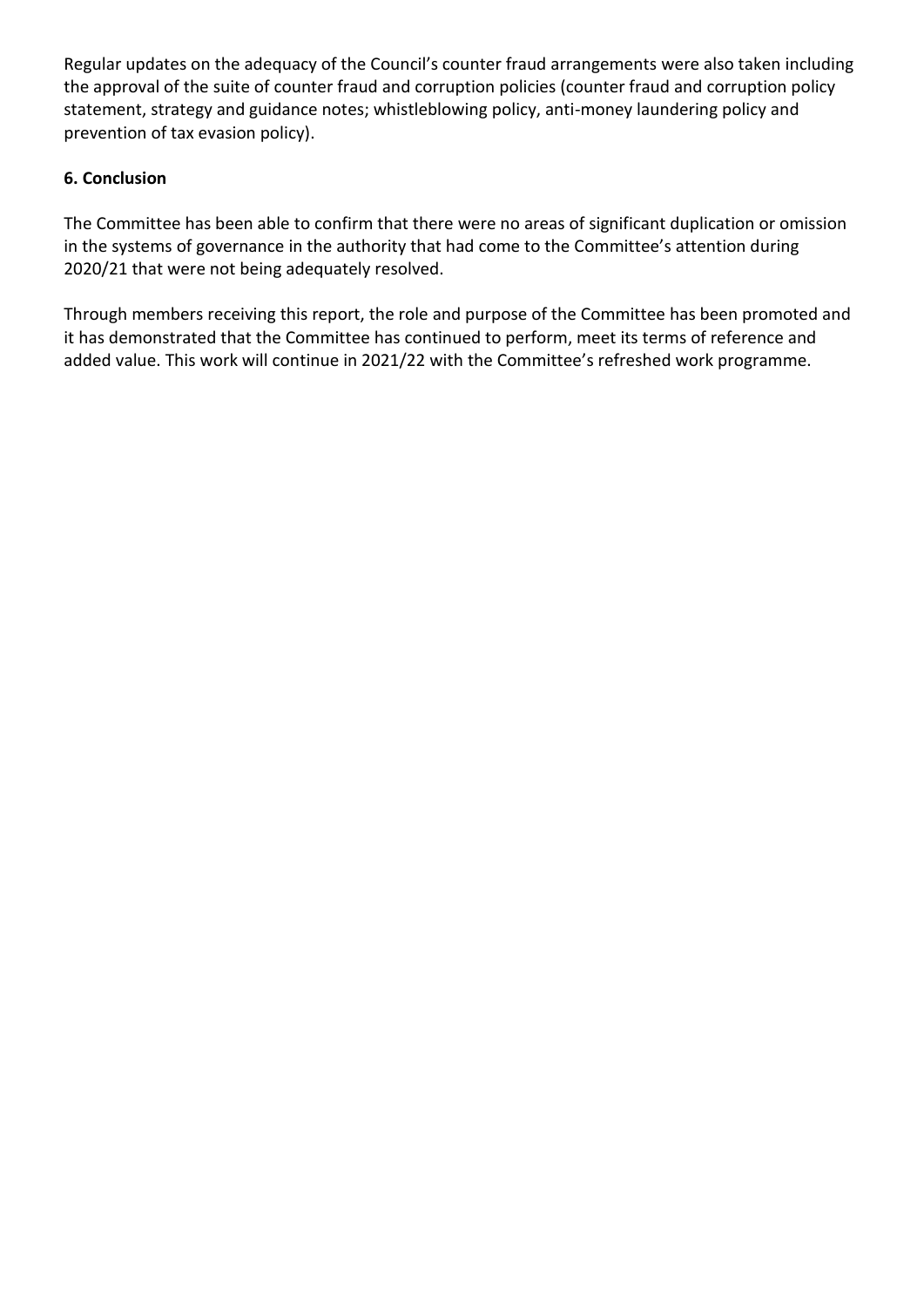Regular updates on the adequacy of the Council's counter fraud arrangements were also taken including the approval of the suite of counter fraud and corruption policies (counter fraud and corruption policy statement, strategy and guidance notes; whistleblowing policy, anti-money laundering policy and prevention of tax evasion policy).

**6. Conclusion**

The Committee has been able to confirm that there were no areas of significant duplication or omission in the systems of governance in the authority that had come to the Committee's attention during 2020/21 that were not being adequately resolved.

Through members receiving this report, the role and purpose of the Committee has been promoted and it has demonstrated that the Committee has continued to perform, meet its terms of reference and added value. This work will continue in 2021/22 with the Committee's refreshed work programme.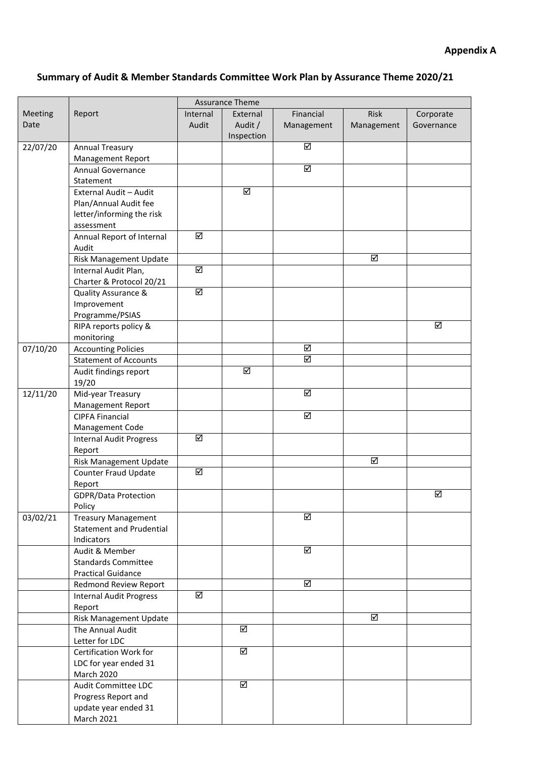**Appendix A**

## Summary of Audit & Member Standards Committee Work Plan by Assurance Theme 2020/21

| Meeting Date | Report | Assurance Theme | | | | |
|---|---|---|---|---|---|---|
| | | Internal Audit | External Audit / Inspection | Financial Management | Risk Management | Corporate Governance |
| 22/07/20 | Annual Treasury Management Report | | | ☑ | | |
| | Annual Governance Statement | | | ☑ | | |
| | External Audit – Audit Plan/Annual Audit fee letter/informing the risk assessment | | ☑ | | | |
| | Annual Report of Internal Audit | ☑ | | | | |
| | Risk Management Update | | | | ☑ | |
| | Internal Audit Plan, Charter & Protocol 20/21 | ☑ | | | | |
| | Quality Assurance & Improvement Programme/PSIAS | ☑ | | | | |
| | RIPA reports policy & monitoring | | | | | ☑ |
| 07/10/20 | Accounting Policies | | | ☑ | | |
| | Statement of Accounts | | | ☑ | | |
| | Audit findings report 19/20 | | ☑ | | | |
| 12/11/20 | Mid-year Treasury Management Report | | | ☑ | | |
| | CIPFA Financial Management Code | | | ☑ | | |
| | Internal Audit Progress Report | ☑ | | | | |
| | Risk Management Update | | | | ☑ | |
| | Counter Fraud Update Report | ☑ | | | | |
| | GDPR/Data Protection Policy | | | | | ☑ |
| 03/02/21 | Treasury Management Statement and Prudential Indicators | | | ☑ | | |
| | Audit & Member Standards Committee Practical Guidance | | | ☑ | | |
| | Redmond Review Report | | | ☑ | | |
| | Internal Audit Progress Report | ☑ | | | | |
| | Risk Management Update | | | | ☑ | |
| | The Annual Audit Letter for LDC | | ☑ | | | |
| | Certification Work for LDC for year ended 31 March 2020 | | ☑ | | | |
| | Audit Committee LDC Progress Report and update year ended 31 March 2021 | | ☑ | | | |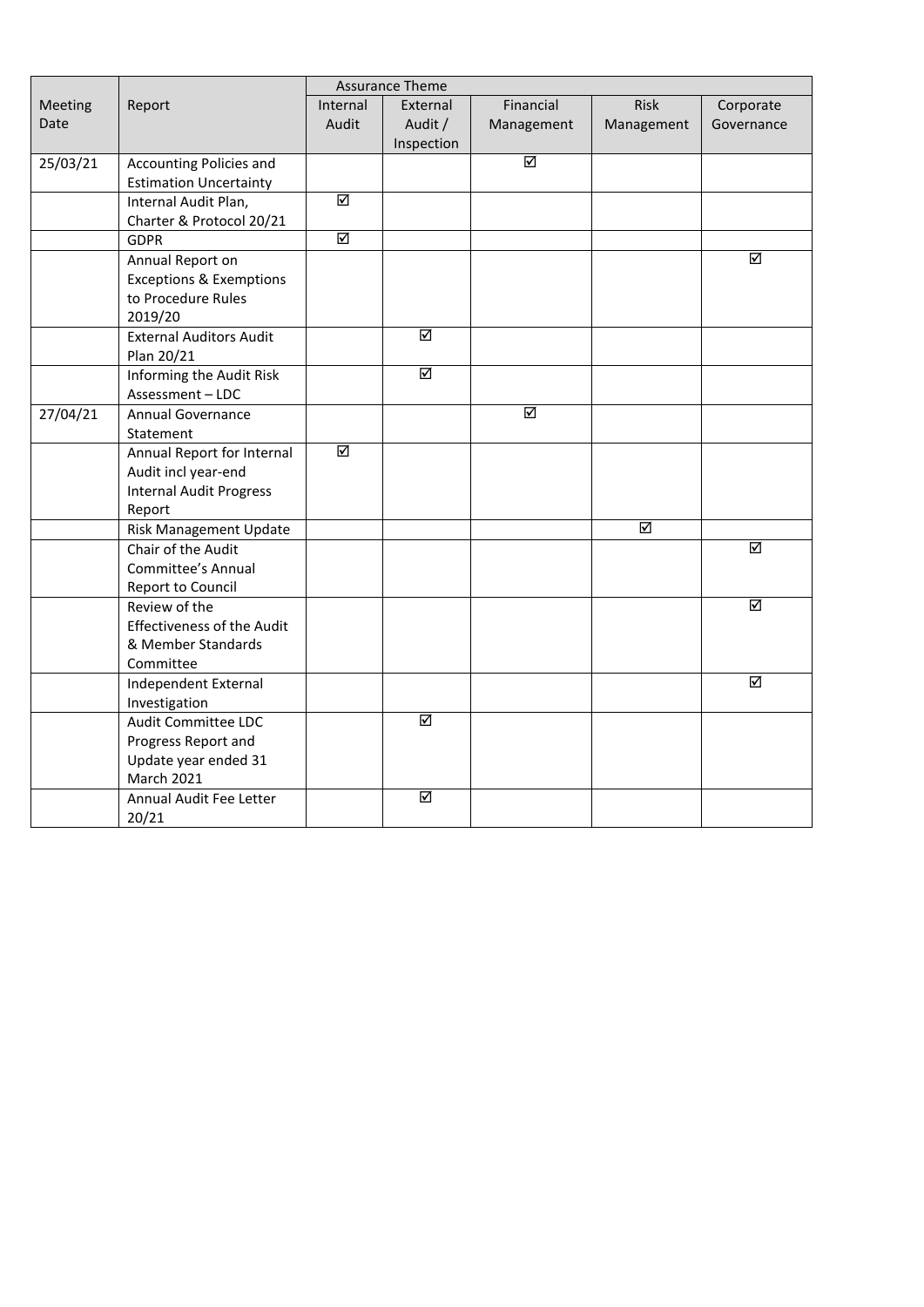| Meeting Date | Report | Assurance Theme | | | | |
|---|---|---|---|---|---|---|
| | | Internal Audit | External Audit / Inspection | Financial Management | Risk Management | Corporate Governance |
| 25/03/21 | Accounting Policies and Estimation Uncertainty | | | ☑ | | |
| | Internal Audit Plan, Charter & Protocol 20/21 | ☑ | | | | |
| | GDPR | ☑ | | | | |
| | Annual Report on Exceptions & Exemptions to Procedure Rules 2019/20 | | | | | ☑ |
| | External Auditors Audit Plan 20/21 | | ☑ | | | |
| | Informing the Audit Risk Assessment – LDC | | ☑ | | | |
| 27/04/21 | Annual Governance Statement | | | ☑ | | |
| | Annual Report for Internal Audit incl year-end Internal Audit Progress Report | ☑ | | | | |
| | Risk Management Update | | | | ☑ | |
| | Chair of the Audit Committee's Annual Report to Council | | | | | ☑ |
| | Review of the Effectiveness of the Audit & Member Standards Committee | | | | | ☑ |
| | Independent External Investigation | | | | | ☑ |
| | Audit Committee LDC Progress Report and Update year ended 31 March 2021 | | ☑ | | | |
| | Annual Audit Fee Letter 20/21 | | ☑ | | | |